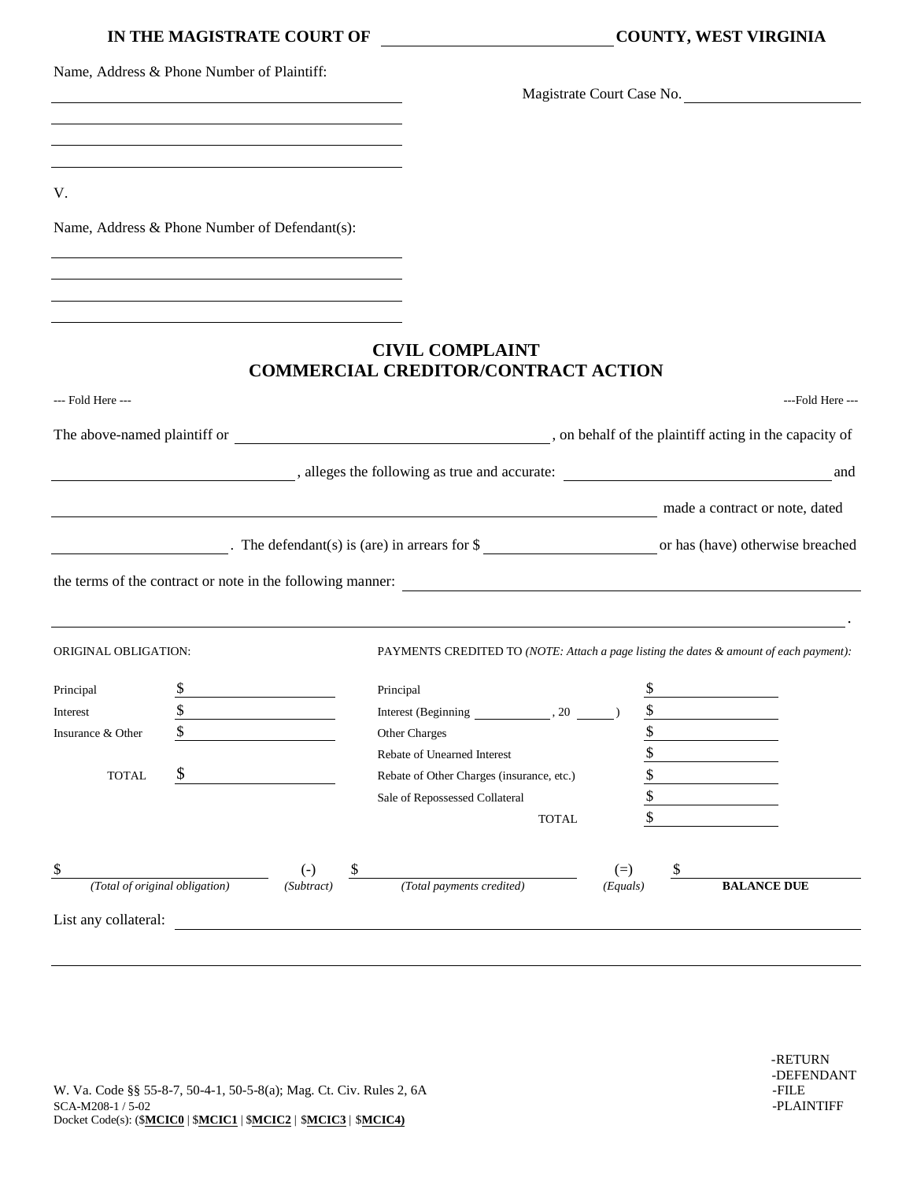**IN THE MAGISTRATE COURT OF \_\_\_\_\_\_\_\_\_\_\_\_\_\_\_\_\_\_\_\_\_\_\_\_\_\_ COUNTY, WEST VIRGINIA**

Name, Address & Phone Number of Plaintiff:

\_\_\_\_\_\_\_\_\_\_\_\_\_\_\_\_\_\_\_\_\_\_\_\_\_\_\_\_\_\_\_\_\_\_\_\_\_\_\_\_

\_\_\_\_\_\_\_\_\_\_\_\_\_\_\_\_\_\_\_\_\_\_\_\_\_\_\_\_\_\_\_\_\_\_\_\_\_\_\_\_

\_\_\_\_\_\_\_\_\_\_\_\_\_\_\_\_\_\_\_\_\_\_\_\_\_\_\_\_\_\_\_\_\_\_\_\_\_\_\_\_

\_\_\_\_\_\_\_\_\_\_\_\_\_\_\_\_\_\_\_\_\_\_\_\_\_\_\_\_\_\_\_\_\_\_\_\_\_\_\_\_

Magistrate Court Case No. \_\_\_\_\_\_\_\_\_\_\_\_\_\_\_\_\_\_\_\_

V.

Name, Address & Phone Number of Defendant(s):

\_\_\_\_\_\_\_\_\_\_\_\_\_\_\_\_\_\_\_\_\_\_\_\_\_\_\_\_\_\_\_\_\_\_\_\_\_\_\_\_

\_\_\_\_\_\_\_\_\_\_\_\_\_\_\_\_\_\_\_\_\_\_\_\_\_\_\_\_\_\_\_\_\_\_\_\_\_\_\_\_

\_\_\_\_\_\_\_\_\_\_\_\_\_\_\_\_\_\_\_\_\_\_\_\_\_\_\_\_\_\_\_\_\_\_\_\_\_\_\_\_

\_\_\_\_\_\_\_\_\_\_\_\_\_\_\_\_\_\_\_\_\_\_\_\_\_\_\_\_\_\_\_\_\_\_\_\_\_\_\_\_

## CIVIL COMPLAINT
## COMMERCIAL CREDITOR/CONTRACT ACTION

--- Fold Here --- ---Fold Here ---

The above-named plaintiff or \_\_\_\_\_\_\_\_\_\_\_\_\_\_\_\_\_\_\_\_\_\_\_\_\_\_\_\_\_\_\_\_\_\_, on behalf of the plaintiff acting in the capacity of \_\_\_\_\_\_\_\_\_\_\_\_\_\_\_\_\_\_\_\_\_\_\_\_\_\_\_, alleges the following as true and accurate: \_\_\_\_\_\_\_\_\_\_\_\_\_\_\_\_\_\_\_\_\_\_\_\_\_\_\_\_\_\_ and \_\_\_\_\_\_\_\_\_\_\_\_\_\_\_\_\_\_\_\_\_\_\_\_\_\_\_\_\_\_\_\_\_\_\_\_\_\_\_\_\_\_\_\_\_\_\_\_\_\_\_\_\_\_\_\_\_\_\_\_ made a contract or note, dated \_\_\_\_\_\_\_\_\_\_\_\_\_\_\_\_\_\_\_\_. The defendant(s) is (are) in arrears for $ \_\_\_\_\_\_\_\_\_\_\_\_\_\_\_\_\_\_ or has (have) otherwise breached the terms of the contract or note in the following manner: \_\_\_\_\_\_\_\_\_\_\_\_\_\_\_\_\_\_\_\_\_\_\_\_\_\_\_\_\_\_\_\_\_\_\_\_\_\_\_\_\_\_\_\_\_\_

\_\_\_\_\_\_\_\_\_\_\_\_\_\_\_\_\_\_\_\_\_\_\_\_\_\_\_\_\_\_\_\_\_\_\_\_\_\_\_\_\_\_\_\_\_\_\_\_\_\_\_\_\_\_\_\_\_\_\_\_\_\_\_\_\_\_\_\_\_\_\_\_\_\_\_\_\_\_\_\_\_\_\_\_\_\_\_\_\_\_\_\_\_\_\_\_\_\_.

| ORIGINAL OBLIGATION: | | PAYMENTS CREDITED TO *(NOTE: Attach a page listing the dates & amount of each payment):* | |
|---|---|---|---|
| Principal | $ \_\_\_\_\_\_\_\_\_\_ | Principal | $ \_\_\_\_\_\_\_\_\_\_ |
| Interest | $ \_\_\_\_\_\_\_\_\_\_ | Interest (Beginning \_\_\_\_\_\_\_\_, 20 \_\_\_\_) | $ \_\_\_\_\_\_\_\_\_\_ |
| Insurance & Other | $ \_\_\_\_\_\_\_\_\_\_ | Other Charges | $ \_\_\_\_\_\_\_\_\_\_ |
| | | Rebate of Unearned Interest | $ \_\_\_\_\_\_\_\_\_\_ |
| TOTAL | $ \_\_\_\_\_\_\_\_\_\_ | Rebate of Other Charges (insurance, etc.) | $ \_\_\_\_\_\_\_\_\_\_ |
| | | Sale of Repossessed Collateral | $ \_\_\_\_\_\_\_\_\_\_ |
| | | TOTAL | $ \_\_\_\_\_\_\_\_\_\_ |

| $ \_\_\_\_\_\_\_\_\_\_ | (-) | $ \_\_\_\_\_\_\_\_\_\_ | (=) | $ \_\_\_\_\_\_\_\_\_\_ |
|---|---|---|---|---|
| *(Total of original obligation)* | *(Subtract)* | *(Total payments credited)* | *(Equals)* | **BALANCE DUE** |

List any collateral: \_\_\_\_\_\_\_\_\_\_\_\_\_\_\_\_\_\_\_\_\_\_\_\_\_\_\_\_\_\_\_\_\_\_\_\_\_\_\_\_\_\_\_\_\_\_\_\_\_\_\_\_\_\_\_\_\_\_\_\_\_\_\_\_\_\_\_\_\_\_\_\_\_\_\_\_\_\_

\_\_\_\_\_\_\_\_\_\_\_\_\_\_\_\_\_\_\_\_\_\_\_\_\_\_\_\_\_\_\_\_\_\_\_\_\_\_\_\_\_\_\_\_\_\_\_\_\_\_\_\_\_\_\_\_\_\_\_\_\_\_\_\_\_\_\_\_\_\_\_\_\_\_\_\_\_\_\_\_\_\_\_\_\_\_\_\_\_\_\_\_\_\_\_\_\_\_

W. Va. Code §§ 55-8-7, 50-4-1, 50-5-8(a); Mag. Ct. Civ. Rules 2, 6A
SCA-M208-1 / 5-02
Docket Code(s): ($**MCIC0** | $**MCIC1** | $**MCIC2** | $**MCIC3** | $**MCIC4)**

-RETURN
-DEFENDANT
-FILE
-PLAINTIFF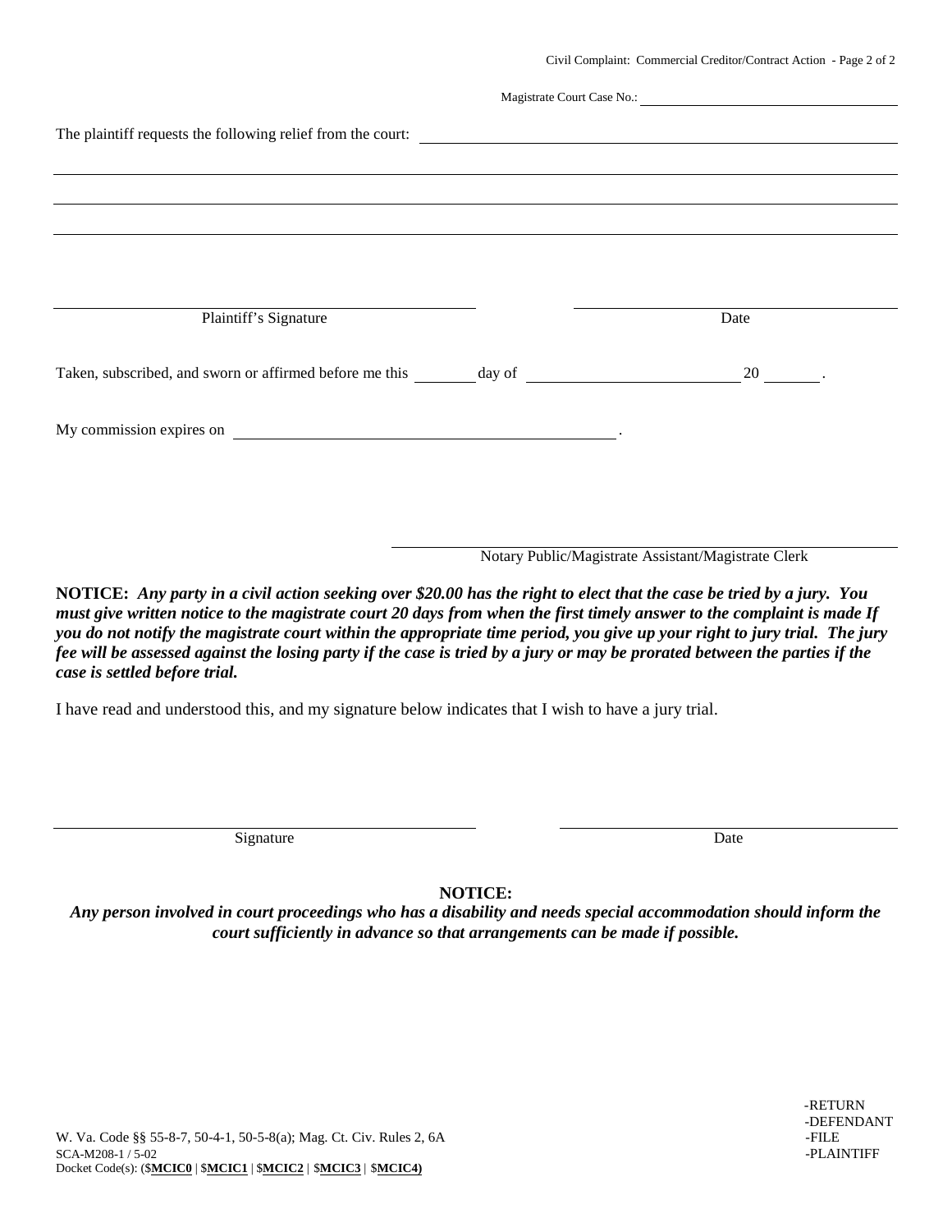Magistrate Court Case No.: ____________________

The plaintiff requests the following relief from the court: ____________________

______________________________________________________________________

______________________________________________________________________

______________________________________________________________________

______________________________ Plaintiff's Signature

______________________________ Date

Taken, subscribed, and sworn or affirmed before me this ________ day of ______________________ 20 ______.

My commission expires on ________________________________________.

______________________________ Notary Public/Magistrate Assistant/Magistrate Clerk

**NOTICE:** ***Any party in a civil action seeking over $20.00 has the right to elect that the case be tried by a jury. You must give written notice to the magistrate court 20 days from when the first timely answer to the complaint is made If you do not notify the magistrate court within the appropriate time period, you give up your right to jury trial. The jury fee will be assessed against the losing party if the case is tried by a jury or may be prorated between the parties if the case is settled before trial.***

I have read and understood this, and my signature below indicates that I wish to have a jury trial.

______________________________ Signature

______________________________ Date

**NOTICE:**

***Any person involved in court proceedings who has a disability and needs special accommodation should inform the court sufficiently in advance so that arrangements can be made if possible.***

W. Va. Code §§ 55-8-7, 50-4-1, 50-5-8(a); Mag. Ct. Civ. Rules 2, 6A
SCA-M208-1 / 5-02
Docket Code(s): ($**MCIC0** | $**MCIC1** | $**MCIC2** | $**MCIC3** | $**MCIC4)**

-RETURN
-DEFENDANT
-FILE
-PLAINTIFF